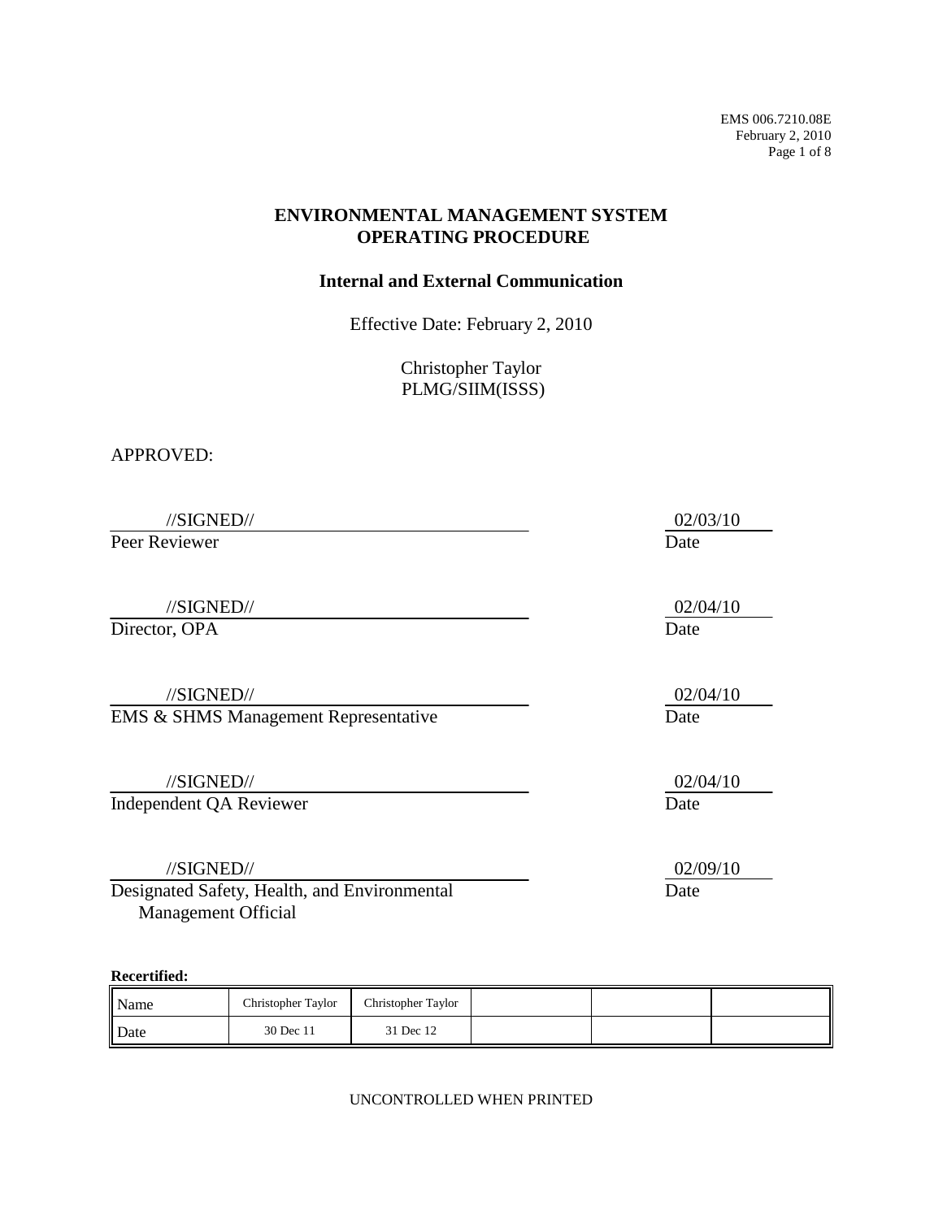EMS 006.7210.08E
February 2, 2010

# ENVIRONMENTAL MANAGEMENT SYSTEM OPERATING PROCEDURE

## Internal and External Communication

Effective Date: February 2, 2010

Christopher Taylor
PLMG/SIIM(ISSS)

APPROVED:

//SIGNED// — 02/03/10
Peer Reviewer — Date

//SIGNED// — 02/04/10
Director, OPA — Date

//SIGNED// — 02/04/10
EMS & SHMS Management Representative — Date

//SIGNED// — 02/04/10
Independent QA Reviewer — Date

//SIGNED// — 02/09/10
Designated Safety, Health, and Environmental Management Official — Date

**Recertified:**

| Name | Christopher Taylor | Christopher Taylor | | | |
|---|---|---|---|---|---|
| Date | 30 Dec 11 | 31 Dec 12 | | | |

UNCONTROLLED WHEN PRINTED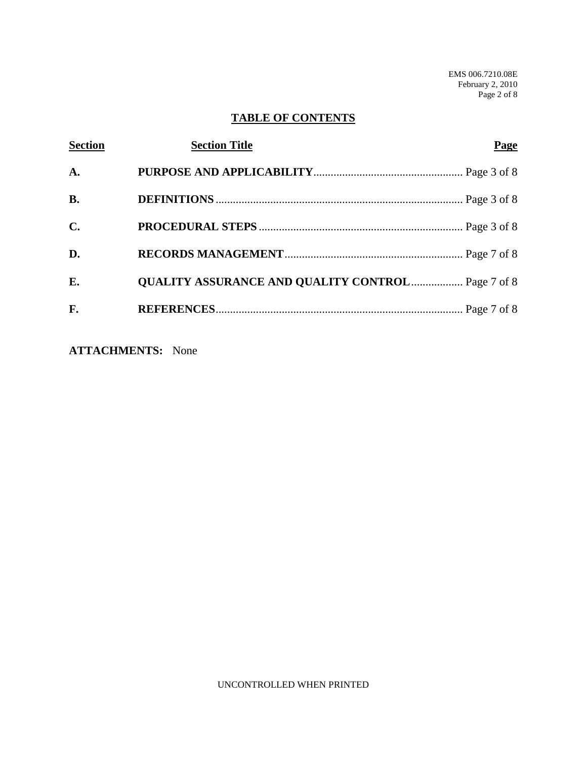## TABLE OF CONTENTS

| Section | Section Title | Page |
| --- | --- | --- |
| A. | **PURPOSE AND APPLICABILITY** | Page 3 of 8 |
| B. | **DEFINITIONS** | Page 3 of 8 |
| C. | **PROCEDURAL STEPS** | Page 3 of 8 |
| D. | **RECORDS MANAGEMENT** | Page 7 of 8 |
| E. | **QUALITY ASSURANCE AND QUALITY CONTROL** | Page 7 of 8 |
| F. | **REFERENCES** | Page 7 of 8 |

**ATTACHMENTS:** None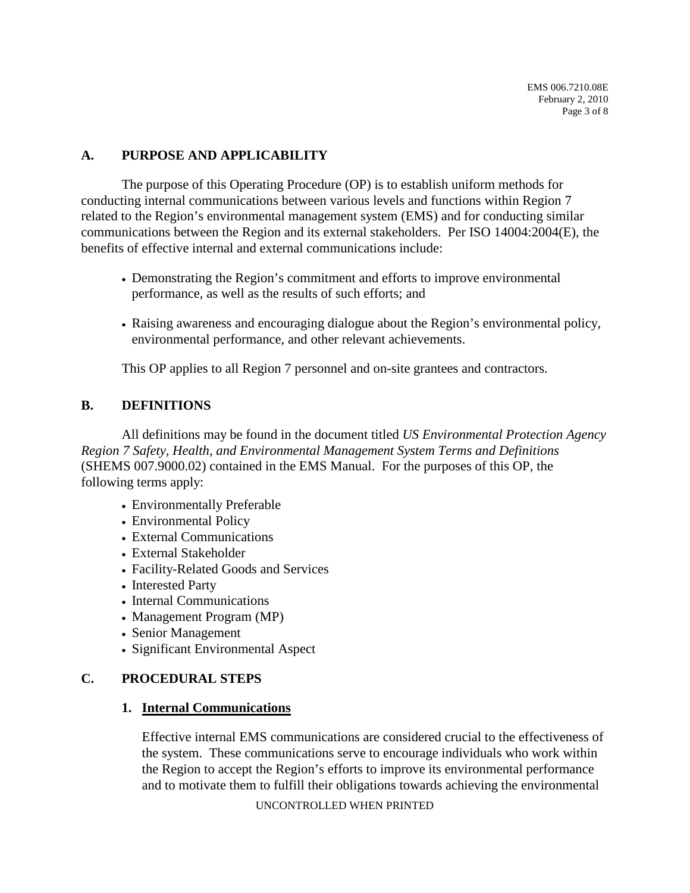## A. PURPOSE AND APPLICABILITY

The purpose of this Operating Procedure (OP) is to establish uniform methods for conducting internal communications between various levels and functions within Region 7 related to the Region's environmental management system (EMS) and for conducting similar communications between the Region and its external stakeholders. Per ISO 14004:2004(E), the benefits of effective internal and external communications include:

- Demonstrating the Region's commitment and efforts to improve environmental performance, as well as the results of such efforts; and
- Raising awareness and encouraging dialogue about the Region's environmental policy, environmental performance, and other relevant achievements.

This OP applies to all Region 7 personnel and on-site grantees and contractors.

## B. DEFINITIONS

All definitions may be found in the document titled *US Environmental Protection Agency Region 7 Safety, Health, and Environmental Management System Terms and Definitions* (SHEMS 007.9000.02) contained in the EMS Manual. For the purposes of this OP, the following terms apply:

- Environmentally Preferable
- Environmental Policy
- External Communications
- External Stakeholder
- Facility-Related Goods and Services
- Interested Party
- Internal Communications
- Management Program (MP)
- Senior Management
- Significant Environmental Aspect

## C. PROCEDURAL STEPS

### 1. <u>Internal Communications</u>

Effective internal EMS communications are considered crucial to the effectiveness of the system. These communications serve to encourage individuals who work within the Region to accept the Region's efforts to improve its environmental performance and to motivate them to fulfill their obligations towards achieving the environmental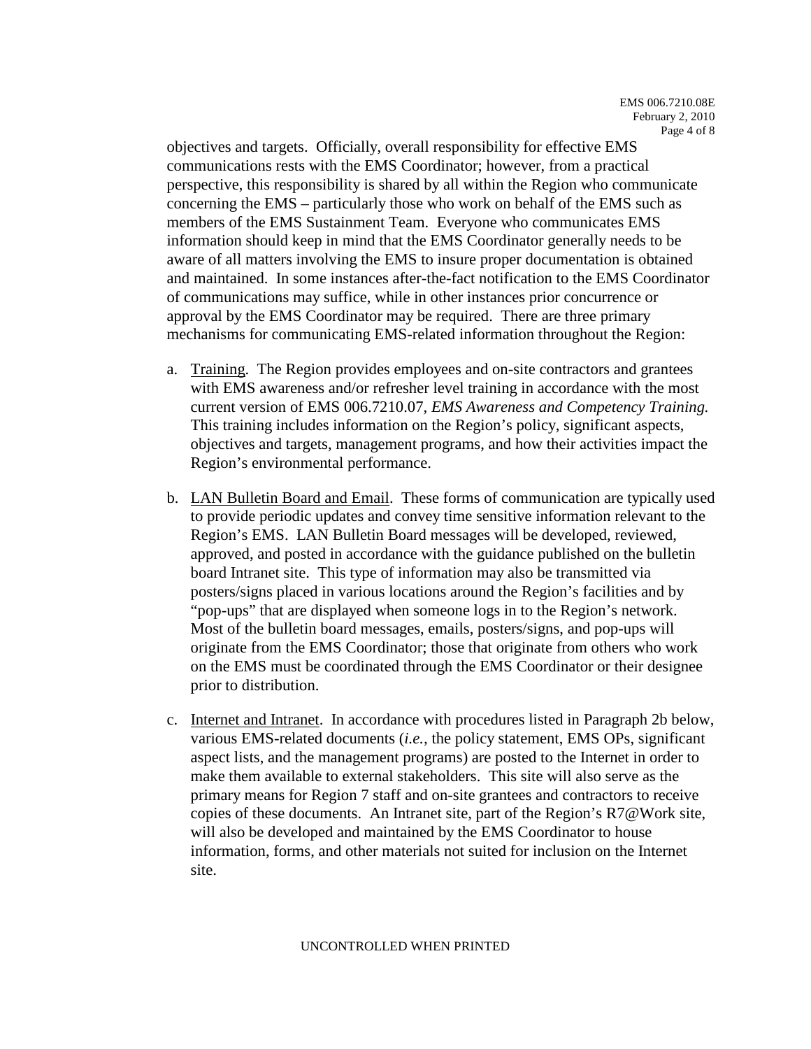objectives and targets. Officially, overall responsibility for effective EMS communications rests with the EMS Coordinator; however, from a practical perspective, this responsibility is shared by all within the Region who communicate concerning the EMS – particularly those who work on behalf of the EMS such as members of the EMS Sustainment Team. Everyone who communicates EMS information should keep in mind that the EMS Coordinator generally needs to be aware of all matters involving the EMS to insure proper documentation is obtained and maintained. In some instances after-the-fact notification to the EMS Coordinator of communications may suffice, while in other instances prior concurrence or approval by the EMS Coordinator may be required. There are three primary mechanisms for communicating EMS-related information throughout the Region:

a. <u>Training</u>. The Region provides employees and on-site contractors and grantees with EMS awareness and/or refresher level training in accordance with the most current version of EMS 006.7210.07, *EMS Awareness and Competency Training.* This training includes information on the Region's policy, significant aspects, objectives and targets, management programs, and how their activities impact the Region's environmental performance.

b. <u>LAN Bulletin Board and Email</u>. These forms of communication are typically used to provide periodic updates and convey time sensitive information relevant to the Region's EMS. LAN Bulletin Board messages will be developed, reviewed, approved, and posted in accordance with the guidance published on the bulletin board Intranet site. This type of information may also be transmitted via posters/signs placed in various locations around the Region's facilities and by "pop-ups" that are displayed when someone logs in to the Region's network. Most of the bulletin board messages, emails, posters/signs, and pop-ups will originate from the EMS Coordinator; those that originate from others who work on the EMS must be coordinated through the EMS Coordinator or their designee prior to distribution.

c. <u>Internet and Intranet</u>. In accordance with procedures listed in Paragraph 2b below, various EMS-related documents (*i.e.,* the policy statement, EMS OPs, significant aspect lists, and the management programs) are posted to the Internet in order to make them available to external stakeholders. This site will also serve as the primary means for Region 7 staff and on-site grantees and contractors to receive copies of these documents. An Intranet site, part of the Region's R7@Work site, will also be developed and maintained by the EMS Coordinator to house information, forms, and other materials not suited for inclusion on the Internet site.

UNCONTROLLED WHEN PRINTED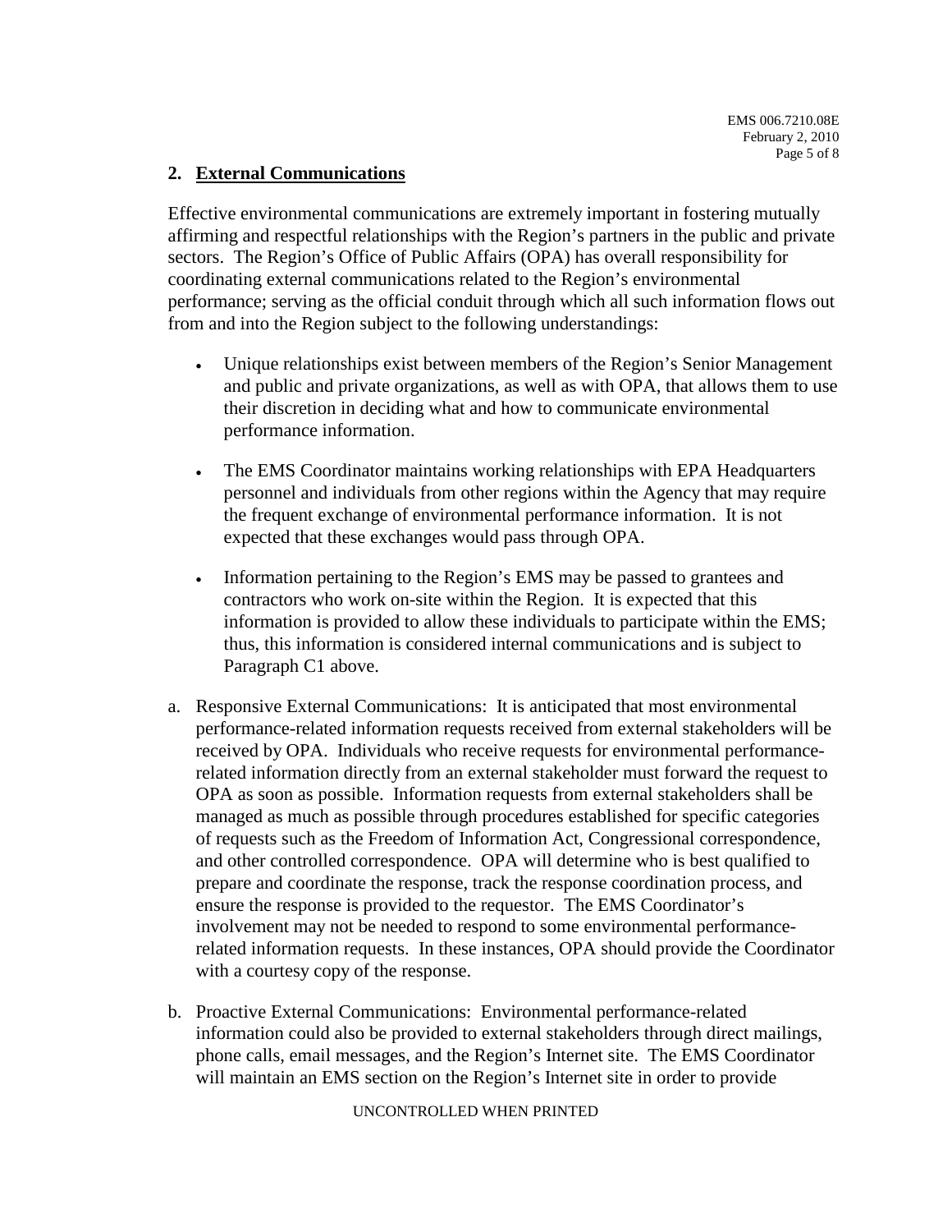## 2. External Communications

Effective environmental communications are extremely important in fostering mutually affirming and respectful relationships with the Region's partners in the public and private sectors. The Region's Office of Public Affairs (OPA) has overall responsibility for coordinating external communications related to the Region's environmental performance; serving as the official conduit through which all such information flows out from and into the Region subject to the following understandings:

- Unique relationships exist between members of the Region's Senior Management and public and private organizations, as well as with OPA, that allows them to use their discretion in deciding what and how to communicate environmental performance information.

- The EMS Coordinator maintains working relationships with EPA Headquarters personnel and individuals from other regions within the Agency that may require the frequent exchange of environmental performance information. It is not expected that these exchanges would pass through OPA.

- Information pertaining to the Region's EMS may be passed to grantees and contractors who work on-site within the Region. It is expected that this information is provided to allow these individuals to participate within the EMS; thus, this information is considered internal communications and is subject to Paragraph C1 above.

a. Responsive External Communications: It is anticipated that most environmental performance-related information requests received from external stakeholders will be received by OPA. Individuals who receive requests for environmental performance-related information directly from an external stakeholder must forward the request to OPA as soon as possible. Information requests from external stakeholders shall be managed as much as possible through procedures established for specific categories of requests such as the Freedom of Information Act, Congressional correspondence, and other controlled correspondence. OPA will determine who is best qualified to prepare and coordinate the response, track the response coordination process, and ensure the response is provided to the requestor. The EMS Coordinator's involvement may not be needed to respond to some environmental performance-related information requests. In these instances, OPA should provide the Coordinator with a courtesy copy of the response.

b. Proactive External Communications: Environmental performance-related information could also be provided to external stakeholders through direct mailings, phone calls, email messages, and the Region's Internet site. The EMS Coordinator will maintain an EMS section on the Region's Internet site in order to provide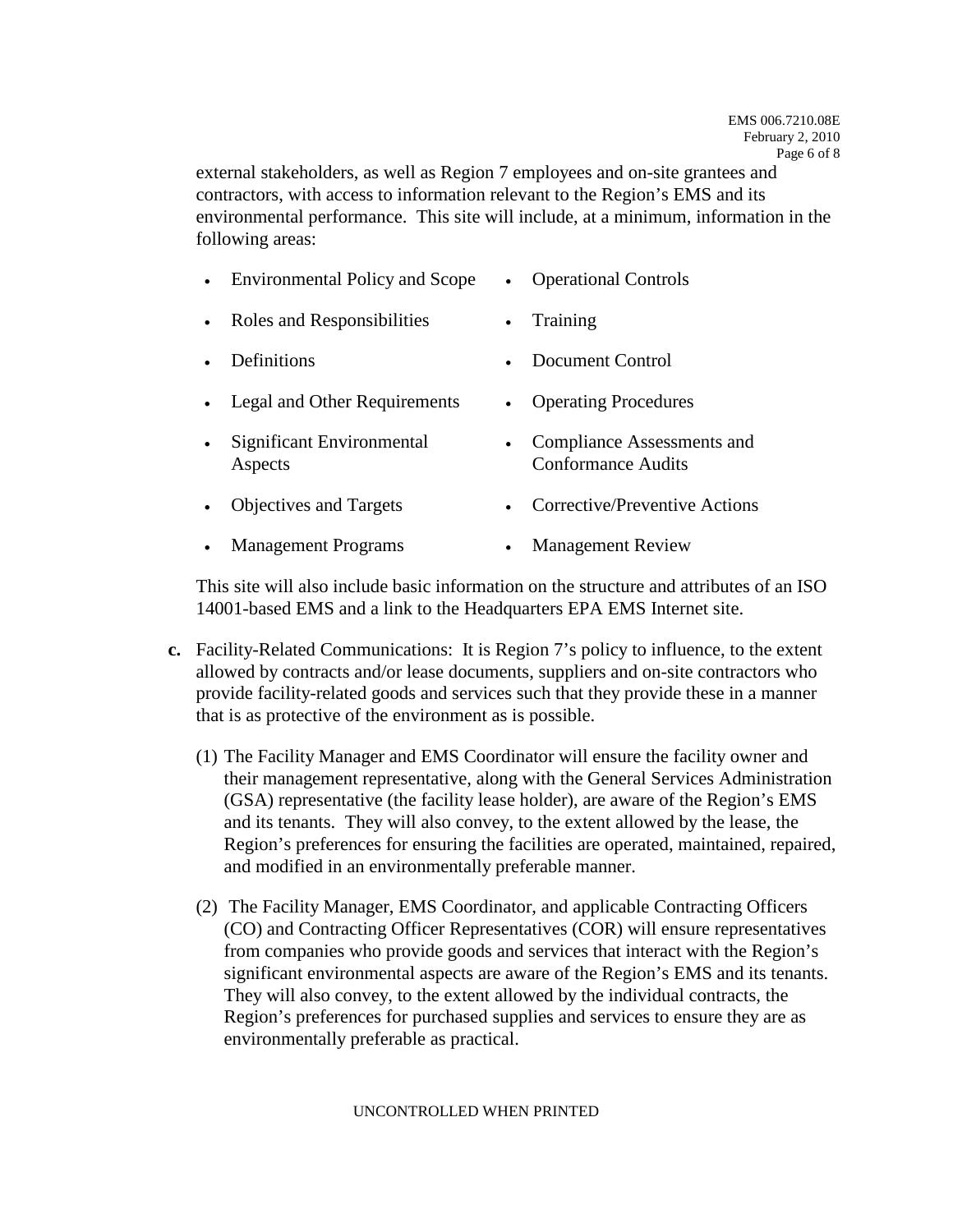external stakeholders, as well as Region 7 employees and on-site grantees and contractors, with access to information relevant to the Region's EMS and its environmental performance. This site will include, at a minimum, information in the following areas:

- Environmental Policy and Scope
- Roles and Responsibilities
- Definitions
- Legal and Other Requirements
- Significant Environmental Aspects
- Objectives and Targets
- Management Programs
- Operational Controls
- Training
- Document Control
- Operating Procedures
- Compliance Assessments and Conformance Audits
- Corrective/Preventive Actions
- Management Review

This site will also include basic information on the structure and attributes of an ISO 14001-based EMS and a link to the Headquarters EPA EMS Internet site.

**c.** Facility-Related Communications: It is Region 7's policy to influence, to the extent allowed by contracts and/or lease documents, suppliers and on-site contractors who provide facility-related goods and services such that they provide these in a manner that is as protective of the environment as is possible.

(1) The Facility Manager and EMS Coordinator will ensure the facility owner and their management representative, along with the General Services Administration (GSA) representative (the facility lease holder), are aware of the Region's EMS and its tenants. They will also convey, to the extent allowed by the lease, the Region's preferences for ensuring the facilities are operated, maintained, repaired, and modified in an environmentally preferable manner.

(2) The Facility Manager, EMS Coordinator, and applicable Contracting Officers (CO) and Contracting Officer Representatives (COR) will ensure representatives from companies who provide goods and services that interact with the Region's significant environmental aspects are aware of the Region's EMS and its tenants. They will also convey, to the extent allowed by the individual contracts, the Region's preferences for purchased supplies and services to ensure they are as environmentally preferable as practical.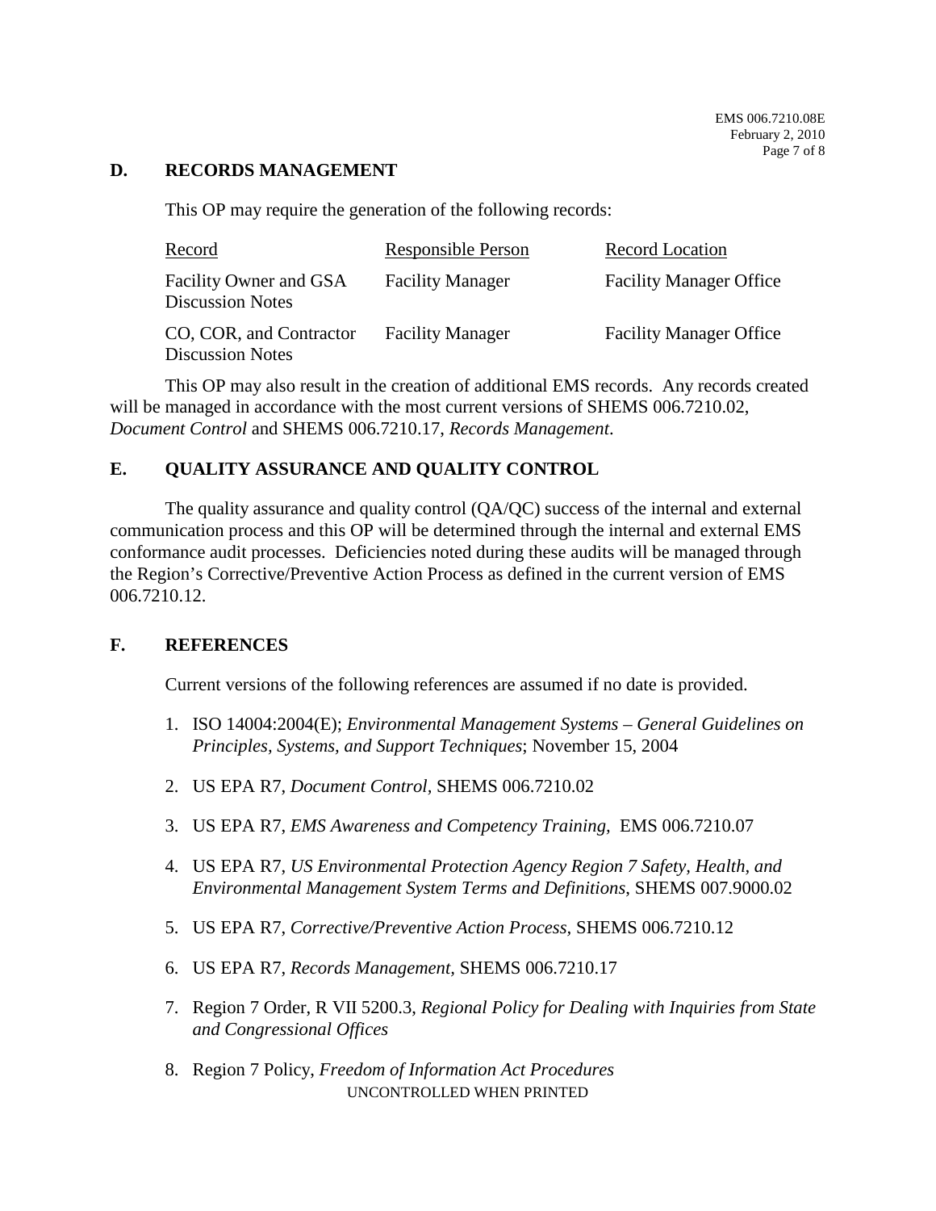## D. RECORDS MANAGEMENT

This OP may require the generation of the following records:

| Record | Responsible Person | Record Location |
| --- | --- | --- |
| Facility Owner and GSA Discussion Notes | Facility Manager | Facility Manager Office |
| CO, COR, and Contractor Discussion Notes | Facility Manager | Facility Manager Office |

This OP may also result in the creation of additional EMS records. Any records created will be managed in accordance with the most current versions of SHEMS 006.7210.02, *Document Control* and SHEMS 006.7210.17, *Records Management*.

## E. QUALITY ASSURANCE AND QUALITY CONTROL

The quality assurance and quality control (QA/QC) success of the internal and external communication process and this OP will be determined through the internal and external EMS conformance audit processes. Deficiencies noted during these audits will be managed through the Region's Corrective/Preventive Action Process as defined in the current version of EMS 006.7210.12.

## F. REFERENCES

Current versions of the following references are assumed if no date is provided.

1. ISO 14004:2004(E); *Environmental Management Systems – General Guidelines on Principles, Systems, and Support Techniques*; November 15, 2004
2. US EPA R7, *Document Control,* SHEMS 006.7210.02
3. US EPA R7, *EMS Awareness and Competency Training,* EMS 006.7210.07
4. US EPA R7, *US Environmental Protection Agency Region 7 Safety, Health, and Environmental Management System Terms and Definitions*, SHEMS 007.9000.02
5. US EPA R7, *Corrective/Preventive Action Process,* SHEMS 006.7210.12
6. US EPA R7, *Records Management,* SHEMS 006.7210.17
7. Region 7 Order, R VII 5200.3, *Regional Policy for Dealing with Inquiries from State and Congressional Offices*
8. Region 7 Policy, *Freedom of Information Act Procedures*

UNCONTROLLED WHEN PRINTED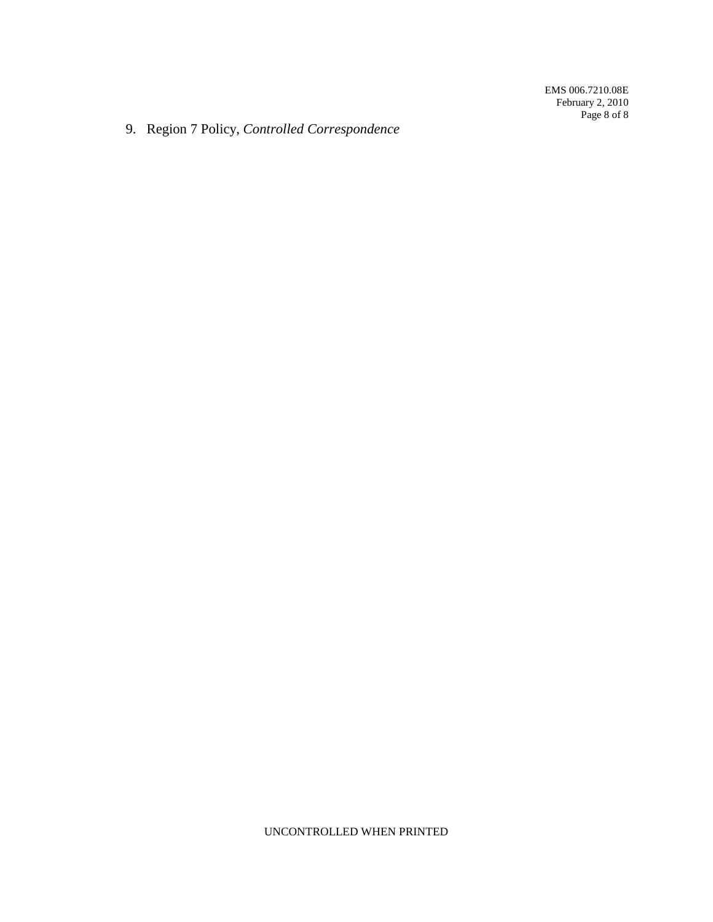9. Region 7 Policy, *Controlled Correspondence*